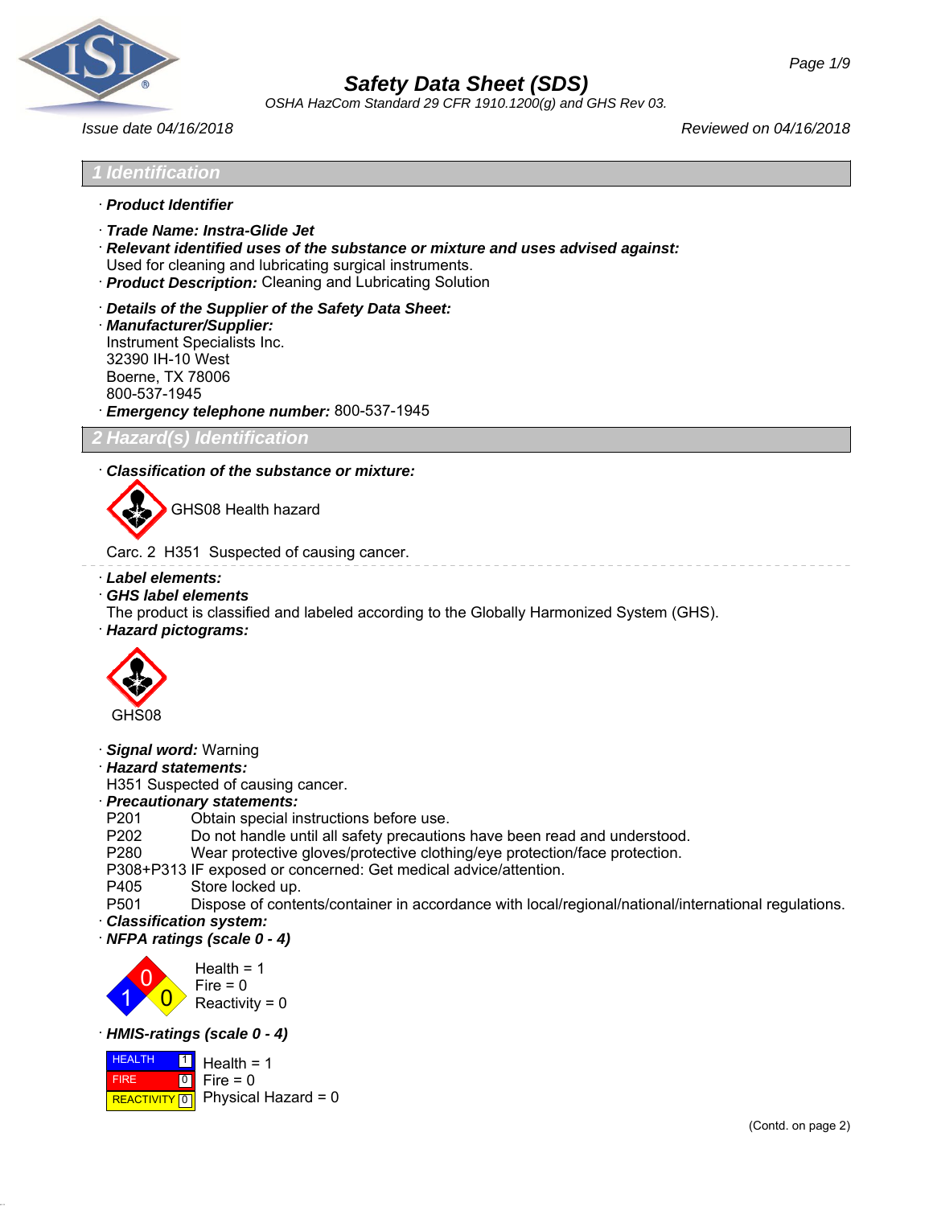# Safety Data Sheet (SDS)

*OSHA HazCom Standard 29 CFR 1910.1200(g) and GHS Rev 03.*

*Issue date 04/16/2018* *Reviewed on 04/16/2018*

## 1 Identification

· ***Product Identifier***

· ***Trade Name: Instra-Glide Jet***

· ***Relevant identified uses of the substance or mixture and uses advised against:***
Used for cleaning and lubricating surgical instruments.

· ***Product Description:*** Cleaning and Lubricating Solution

· ***Details of the Supplier of the Safety Data Sheet:***

· ***Manufacturer/Supplier:***
Instrument Specialists Inc.
32390 IH-10 West
Boerne, TX 78006
800-537-1945

· ***Emergency telephone number:*** 800-537-1945

## 2 Hazard(s) Identification

· ***Classification of the substance or mixture:***

GHS08 Health hazard

Carc. 2 H351 Suspected of causing cancer.

· ***Label elements:***

· ***GHS label elements***
The product is classified and labeled according to the Globally Harmonized System (GHS).

· ***Hazard pictograms:***

GHS08

· ***Signal word:*** Warning

· ***Hazard statements:***
H351 Suspected of causing cancer.

· ***Precautionary statements:***

| | |
|---|---|
| P201 | Obtain special instructions before use. |
| P202 | Do not handle until all safety precautions have been read and understood. |
| P280 | Wear protective gloves/protective clothing/eye protection/face protection. |
| P308+P313 | IF exposed or concerned: Get medical advice/attention. |
| P405 | Store locked up. |
| P501 | Dispose of contents/container in accordance with local/regional/national/international regulations. |

· ***Classification system:***

· ***NFPA ratings (scale 0 - 4)***

Health = 1
Fire = 0
Reactivity = 0

· ***HMIS-ratings (scale 0 - 4)***

| | | |
|---|---|---|
| HEALTH | 1 | Health = 1 |
| FIRE | 0 | Fire = 0 |
| REACTIVITY | 0 | Physical Hazard = 0 |

(Contd. on page 2)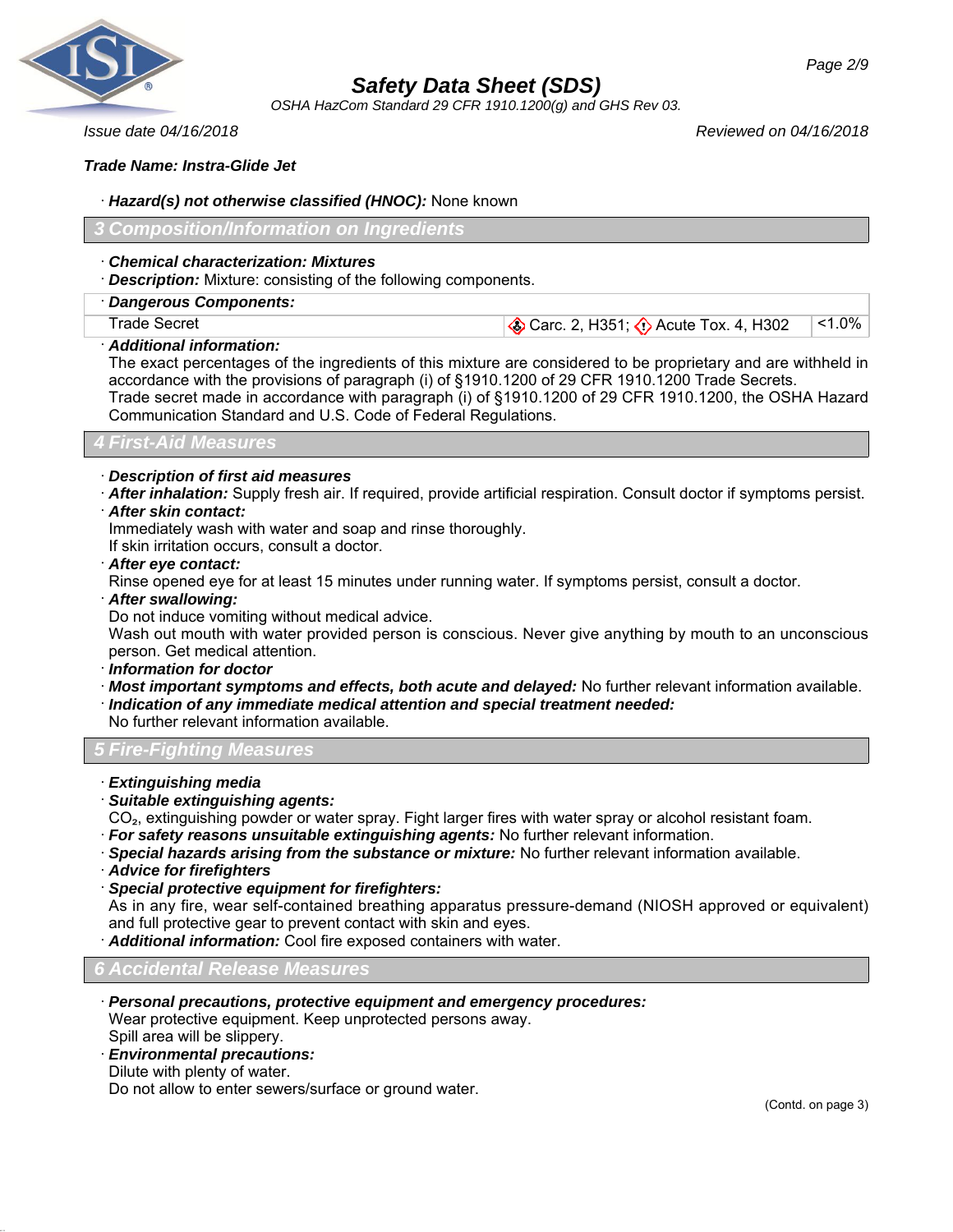**Trade Name: Instra-Glide Jet**

· ***Hazard(s) not otherwise classified (HNOC):*** None known

## 3 Composition/Information on Ingredients

· ***Chemical characterization: Mixtures***
· ***Description:*** Mixture: consisting of the following components.

| · Dangerous Components: | | |
|---|---|---|
| Trade Secret | Carc. 2, H351; Acute Tox. 4, H302 | <1.0% |

· ***Additional information:***
The exact percentages of the ingredients of this mixture are considered to be proprietary and are withheld in accordance with the provisions of paragraph (i) of §1910.1200 of 29 CFR 1910.1200 Trade Secrets.
Trade secret made in accordance with paragraph (i) of §1910.1200 of 29 CFR 1910.1200, the OSHA Hazard Communication Standard and U.S. Code of Federal Regulations.

## 4 First-Aid Measures

· ***Description of first aid measures***
· ***After inhalation:*** Supply fresh air. If required, provide artificial respiration. Consult doctor if symptoms persist.
· ***After skin contact:***
Immediately wash with water and soap and rinse thoroughly.
If skin irritation occurs, consult a doctor.
· ***After eye contact:***
Rinse opened eye for at least 15 minutes under running water. If symptoms persist, consult a doctor.
· ***After swallowing:***
Do not induce vomiting without medical advice.
Wash out mouth with water provided person is conscious. Never give anything by mouth to an unconscious person. Get medical attention.
· ***Information for doctor***
· ***Most important symptoms and effects, both acute and delayed:*** No further relevant information available.
· ***Indication of any immediate medical attention and special treatment needed:***
No further relevant information available.

## 5 Fire-Fighting Measures

· ***Extinguishing media***
· ***Suitable extinguishing agents:***
$CO_2$, extinguishing powder or water spray. Fight larger fires with water spray or alcohol resistant foam.
· ***For safety reasons unsuitable extinguishing agents:*** No further relevant information.
· ***Special hazards arising from the substance or mixture:*** No further relevant information available.
· ***Advice for firefighters***
· ***Special protective equipment for firefighters:***
As in any fire, wear self-contained breathing apparatus pressure-demand (NIOSH approved or equivalent) and full protective gear to prevent contact with skin and eyes.
· ***Additional information:*** Cool fire exposed containers with water.

## 6 Accidental Release Measures

· ***Personal precautions, protective equipment and emergency procedures:***
Wear protective equipment. Keep unprotected persons away.
Spill area will be slippery.
· ***Environmental precautions:***
Dilute with plenty of water.
Do not allow to enter sewers/surface or ground water.

(Contd. on page 3)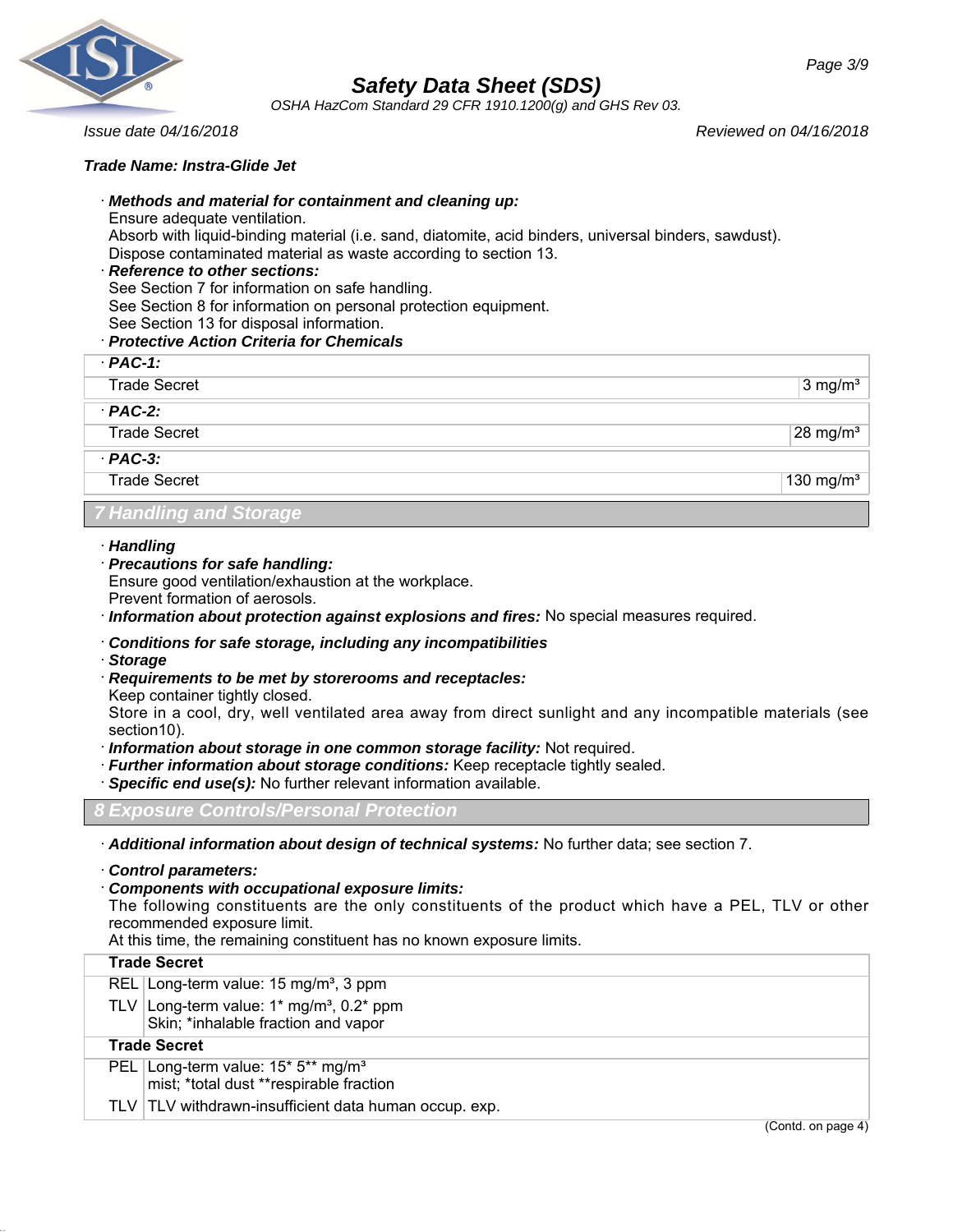**Trade Name: Instra-Glide Jet**

· ***Methods and material for containment and cleaning up:***
Ensure adequate ventilation.
Absorb with liquid-binding material (i.e. sand, diatomite, acid binders, universal binders, sawdust).
Dispose contaminated material as waste according to section 13.

· ***Reference to other sections:***
See Section 7 for information on safe handling.
See Section 8 for information on personal protection equipment.
See Section 13 for disposal information.

· ***Protective Action Criteria for Chemicals***

| · ***PAC-1:*** | |
|---|---|
| Trade Secret | 3 mg/m³ |
| · ***PAC-2:*** | |
| Trade Secret | 28 mg/m³ |
| · ***PAC-3:*** | |
| Trade Secret | 130 mg/m³ |

## 7 Handling and Storage

· ***Handling***

· ***Precautions for safe handling:***
Ensure good ventilation/exhaustion at the workplace.
Prevent formation of aerosols.

· ***Information about protection against explosions and fires:*** No special measures required.

· ***Conditions for safe storage, including any incompatibilities***

· ***Storage***

· ***Requirements to be met by storerooms and receptacles:***
Keep container tightly closed.
Store in a cool, dry, well ventilated area away from direct sunlight and any incompatible materials (see section10).

· ***Information about storage in one common storage facility:*** Not required.

· ***Further information about storage conditions:*** Keep receptacle tightly sealed.

· ***Specific end use(s):*** No further relevant information available.

## 8 Exposure Controls/Personal Protection

· ***Additional information about design of technical systems:*** No further data; see section 7.

· ***Control parameters:***

· ***Components with occupational exposure limits:***
The following constituents are the only constituents of the product which have a PEL, TLV or other recommended exposure limit.
At this time, the remaining constituent has no known exposure limits.

| **Trade Secret** | |
|---|---|
| REL | Long-term value: 15 mg/m³, 3 ppm |
| TLV | Long-term value: 1* mg/m³, 0.2* ppm<br>Skin; *inhalable fraction and vapor |
| **Trade Secret** | |
| PEL | Long-term value: 15* 5** mg/m³<br>mist; *total dust **respirable fraction |
| TLV | TLV withdrawn-insufficient data human occup. exp. |

(Contd. on page 4)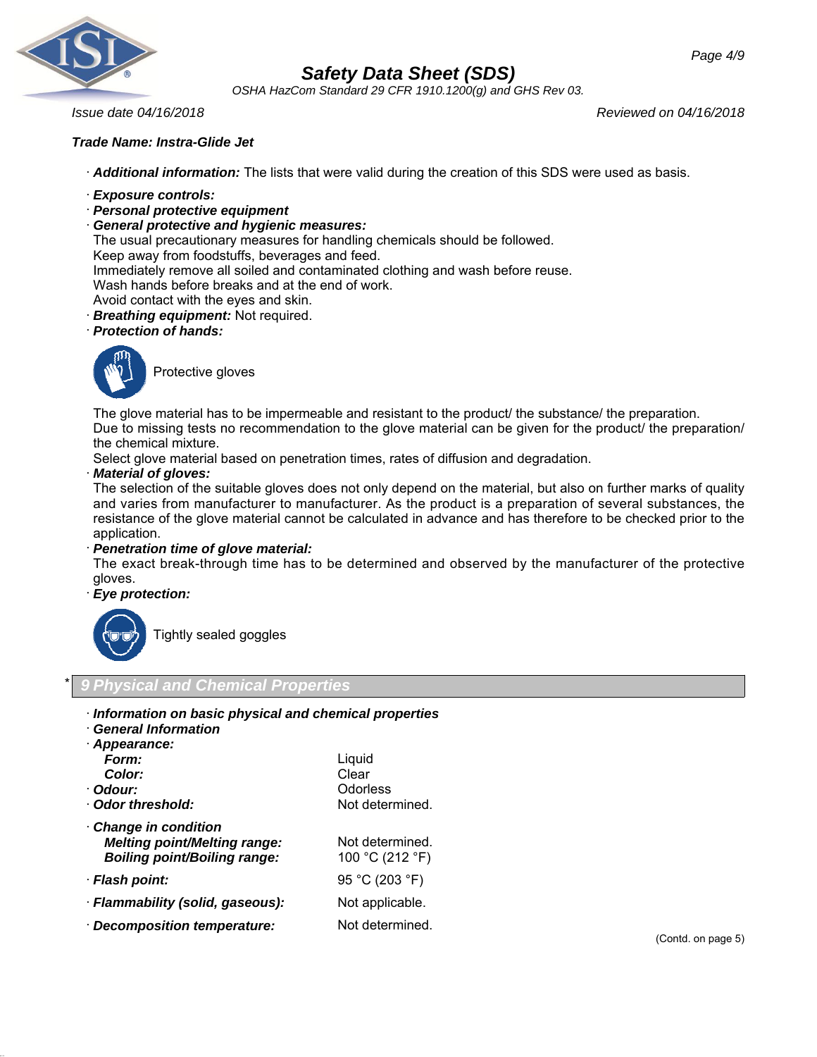**Trade Name: Instra-Glide Jet**

· ***Additional information:*** The lists that were valid during the creation of this SDS were used as basis.

· ***Exposure controls:***

· ***Personal protective equipment***

· ***General protective and hygienic measures:***

The usual precautionary measures for handling chemicals should be followed.
Keep away from foodstuffs, beverages and feed.
Immediately remove all soiled and contaminated clothing and wash before reuse.
Wash hands before breaks and at the end of work.
Avoid contact with the eyes and skin.

· ***Breathing equipment:*** Not required.

· ***Protection of hands:***

Protective gloves

The glove material has to be impermeable and resistant to the product/ the substance/ the preparation.
Due to missing tests no recommendation to the glove material can be given for the product/ the preparation/ the chemical mixture.
Select glove material based on penetration times, rates of diffusion and degradation.

· ***Material of gloves:***

The selection of the suitable gloves does not only depend on the material, but also on further marks of quality and varies from manufacturer to manufacturer. As the product is a preparation of several substances, the resistance of the glove material cannot be calculated in advance and has therefore to be checked prior to the application.

· ***Penetration time of glove material:***

The exact break-through time has to be determined and observed by the manufacturer of the protective gloves.

· ***Eye protection:***

Tightly sealed goggles

## * 9 Physical and Chemical Properties

· ***Information on basic physical and chemical properties***

· ***General Information***

· ***Appearance:***

| | |
|---|---|
| ***Form:*** | Liquid |
| ***Color:*** | Clear |
| · ***Odour:*** | Odorless |
| · ***Odor threshold:*** | Not determined. |
| · ***Change in condition*** | |
| ***Melting point/Melting range:*** | Not determined. |
| ***Boiling point/Boiling range:*** | 100 °C (212 °F) |
| · ***Flash point:*** | 95 °C (203 °F) |
| · ***Flammability (solid, gaseous):*** | Not applicable. |
| · ***Decomposition temperature:*** | Not determined. |

(Contd. on page 5)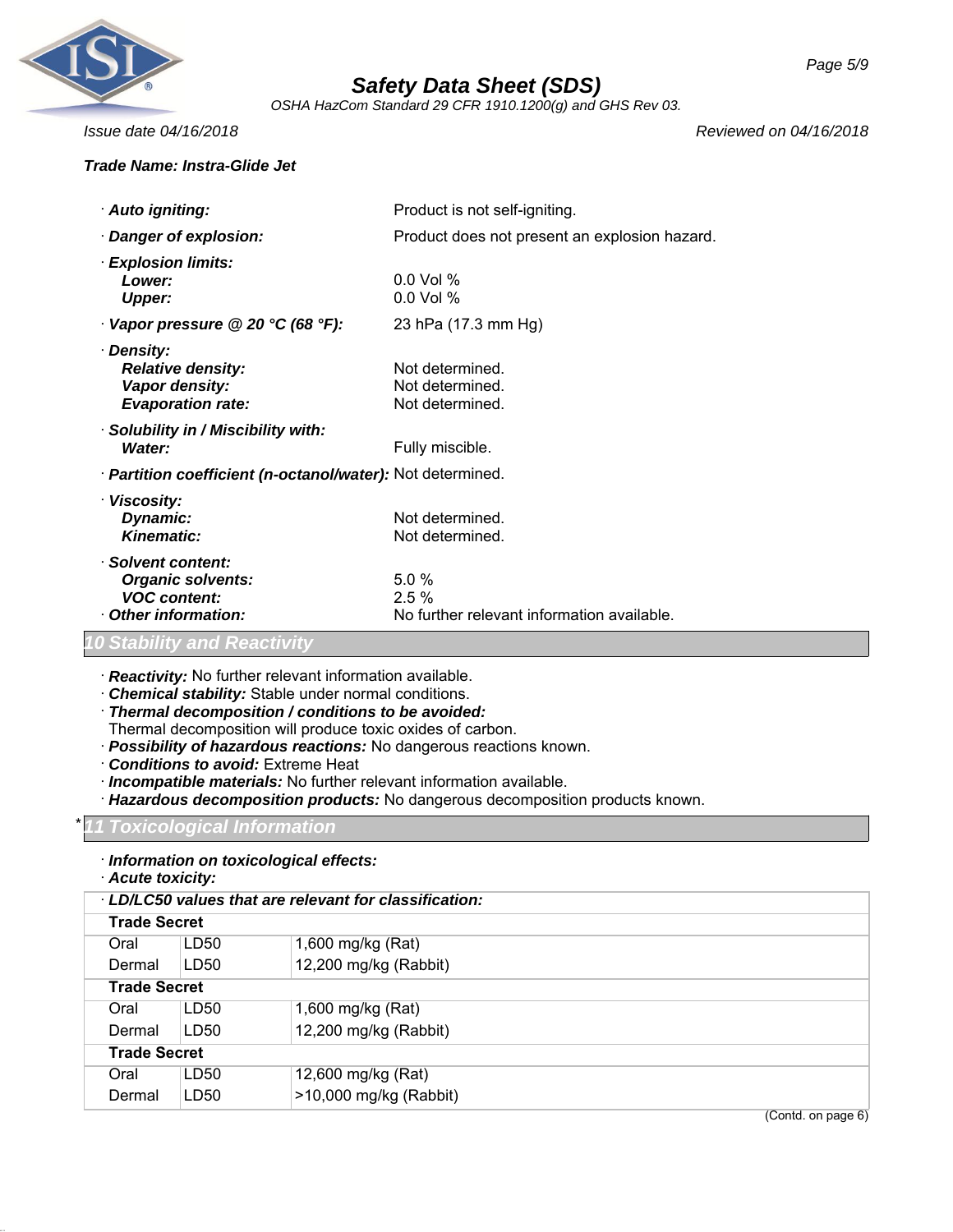**Trade Name: Instra-Glide Jet**

· ***Auto igniting:*** Product is not self-igniting.

· ***Danger of explosion:*** Product does not present an explosion hazard.

· ***Explosion limits:***
- ***Lower:*** 0.0 Vol %
- ***Upper:*** 0.0 Vol %

· ***Vapor pressure @ 20 °C (68 °F):*** 23 hPa (17.3 mm Hg)

· ***Density:***
- ***Relative density:*** Not determined.
- ***Vapor density:*** Not determined.
- ***Evaporation rate:*** Not determined.

· ***Solubility in / Miscibility with:***
- ***Water:*** Fully miscible.

· ***Partition coefficient (n-octanol/water):*** Not determined.

· ***Viscosity:***
- ***Dynamic:*** Not determined.
- ***Kinematic:*** Not determined.

· ***Solvent content:***
- ***Organic solvents:*** 5.0 %
- ***VOC content:*** 2.5 %

· ***Other information:*** No further relevant information available.

## 10 Stability and Reactivity

· ***Reactivity:*** No further relevant information available.
· ***Chemical stability:*** Stable under normal conditions.
· ***Thermal decomposition / conditions to be avoided:***
Thermal decomposition will produce toxic oxides of carbon.
· ***Possibility of hazardous reactions:*** No dangerous reactions known.
· ***Conditions to avoid:*** Extreme Heat
· ***Incompatible materials:*** No further relevant information available.
· ***Hazardous decomposition products:*** No dangerous decomposition products known.

## * 11 Toxicological Information

· ***Information on toxicological effects:***
· ***Acute toxicity:***

| · ***LD/LC50 values that are relevant for classification:*** | | |
|---|---|---|
| **Trade Secret** | | |
| Oral | LD50 | 1,600 mg/kg (Rat) |
| Dermal | LD50 | 12,200 mg/kg (Rabbit) |
| **Trade Secret** | | |
| Oral | LD50 | 1,600 mg/kg (Rat) |
| Dermal | LD50 | 12,200 mg/kg (Rabbit) |
| **Trade Secret** | | |
| Oral | LD50 | 12,600 mg/kg (Rat) |
| Dermal | LD50 | >10,000 mg/kg (Rabbit) |

(Contd. on page 6)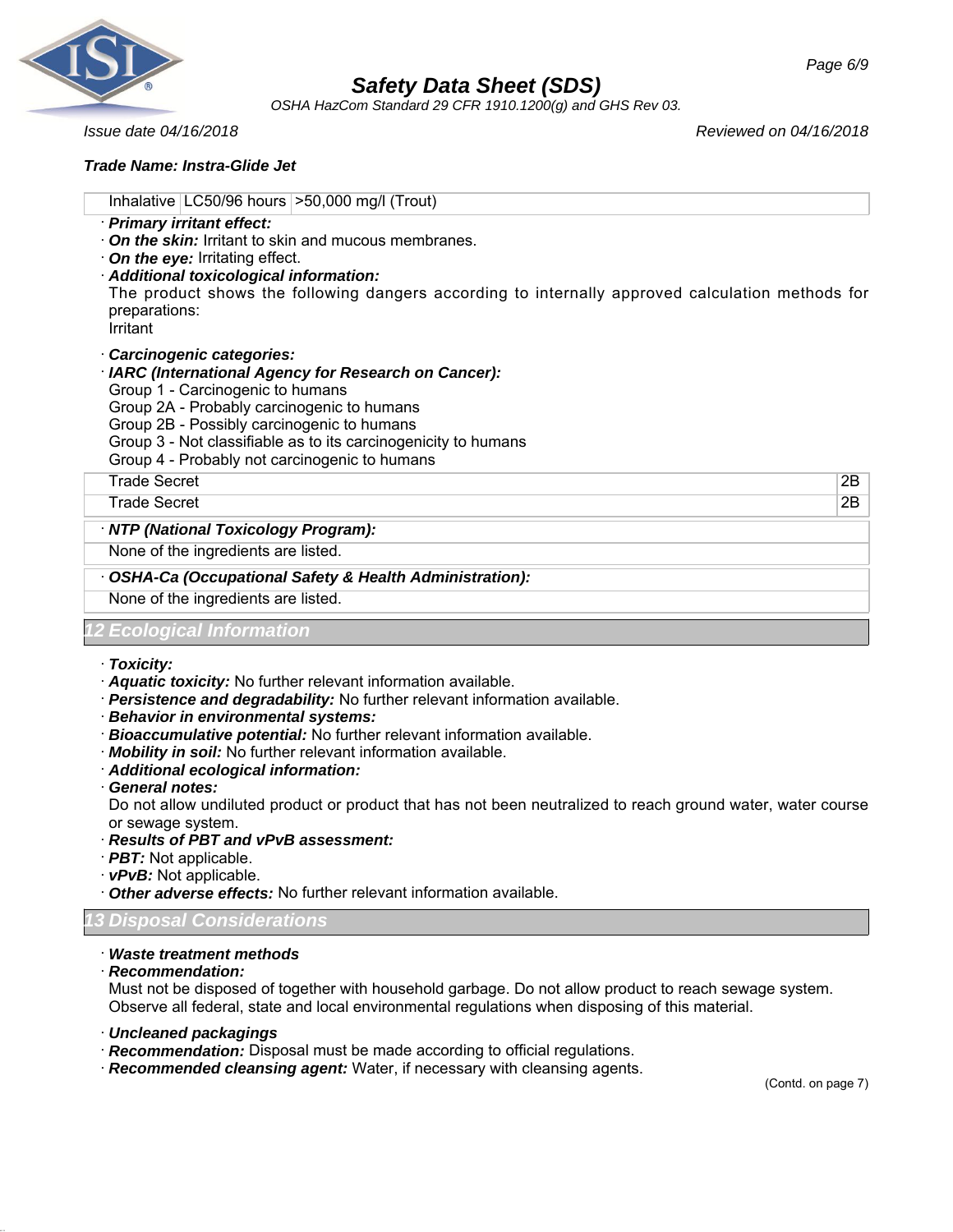| Inhalative | LC50/96 hours | >50,000 mg/l (Trout) |
|---|---|---|

· **Primary irritant effect:**
· **On the skin:** Irritant to skin and mucous membranes.
· **On the eye:** Irritating effect.
· **Additional toxicological information:**
The product shows the following dangers according to internally approved calculation methods for preparations:
Irritant

· **Carcinogenic categories:**
· **IARC (International Agency for Research on Cancer):**
Group 1 - Carcinogenic to humans
Group 2A - Probably carcinogenic to humans
Group 2B - Possibly carcinogenic to humans
Group 3 - Not classifiable as to its carcinogenicity to humans
Group 4 - Probably not carcinogenic to humans

| Trade Secret | 2B |
|---|---|
| Trade Secret | 2B |

· **NTP (National Toxicology Program):**
None of the ingredients are listed.

· **OSHA-Ca (Occupational Safety & Health Administration):**
None of the ingredients are listed.

## 12 Ecological Information

· **Toxicity:**
· **Aquatic toxicity:** No further relevant information available.
· **Persistence and degradability:** No further relevant information available.
· **Behavior in environmental systems:**
· **Bioaccumulative potential:** No further relevant information available.
· **Mobility in soil:** No further relevant information available.
· **Additional ecological information:**
· **General notes:**
Do not allow undiluted product or product that has not been neutralized to reach ground water, water course or sewage system.
· **Results of PBT and vPvB assessment:**
· **PBT:** Not applicable.
· **vPvB:** Not applicable.
· **Other adverse effects:** No further relevant information available.

## 13 Disposal Considerations

· **Waste treatment methods**
· **Recommendation:**
Must not be disposed of together with household garbage. Do not allow product to reach sewage system. Observe all federal, state and local environmental regulations when disposing of this material.

· **Uncleaned packagings**
· **Recommendation:** Disposal must be made according to official regulations.
· **Recommended cleansing agent:** Water, if necessary with cleansing agents.

(Contd. on page 7)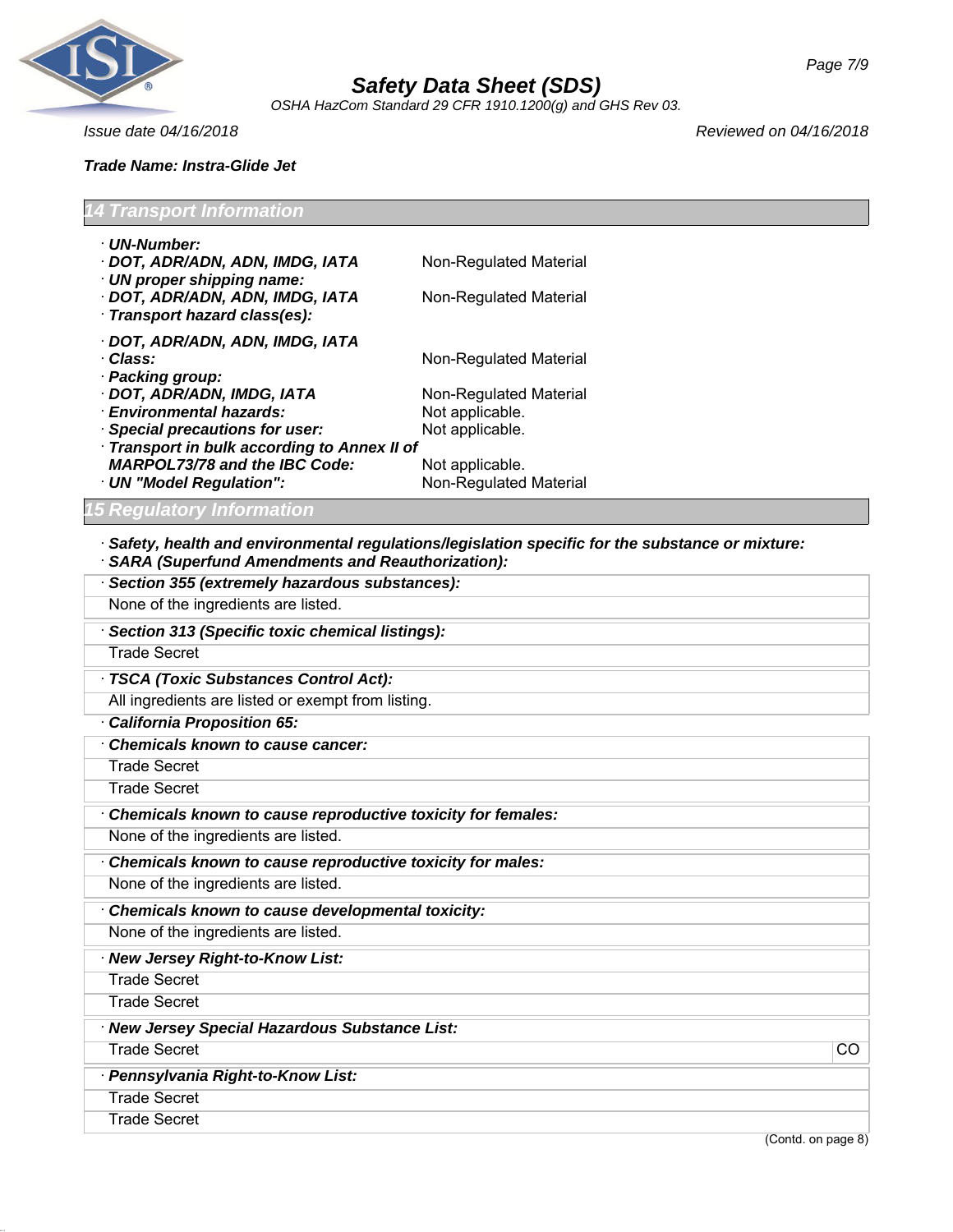**Trade Name: Instra-Glide Jet**

## 14 Transport Information

· **UN-Number:**
· **DOT, ADR/ADN, ADN, IMDG, IATA** Non-Regulated Material
· **UN proper shipping name:**
· **DOT, ADR/ADN, ADN, IMDG, IATA** Non-Regulated Material
· **Transport hazard class(es):**

· **DOT, ADR/ADN, ADN, IMDG, IATA**
· **Class:** Non-Regulated Material
· **Packing group:**
· **DOT, ADR/ADN, IMDG, IATA** Non-Regulated Material
· **Environmental hazards:** Not applicable.
· **Special precautions for user:** Not applicable.
· **Transport in bulk according to Annex II of MARPOL73/78 and the IBC Code:** Not applicable.
· **UN "Model Regulation":** Non-Regulated Material

## 15 Regulatory Information

· **Safety, health and environmental regulations/legislation specific for the substance or mixture:**
· **SARA (Superfund Amendments and Reauthorization):**

· **Section 355 (extremely hazardous substances):**

None of the ingredients are listed.

· **Section 313 (Specific toxic chemical listings):**

Trade Secret

· **TSCA (Toxic Substances Control Act):**

All ingredients are listed or exempt from listing.

· **California Proposition 65:**

· **Chemicals known to cause cancer:**

Trade Secret

Trade Secret

· **Chemicals known to cause reproductive toxicity for females:**

None of the ingredients are listed.

· **Chemicals known to cause reproductive toxicity for males:**

None of the ingredients are listed.

· **Chemicals known to cause developmental toxicity:**

None of the ingredients are listed.

· **New Jersey Right-to-Know List:**

Trade Secret

Trade Secret

· **New Jersey Special Hazardous Substance List:**

| | |
|---|---|
| Trade Secret | CO |

· **Pennsylvania Right-to-Know List:**

Trade Secret

Trade Secret

(Contd. on page 8)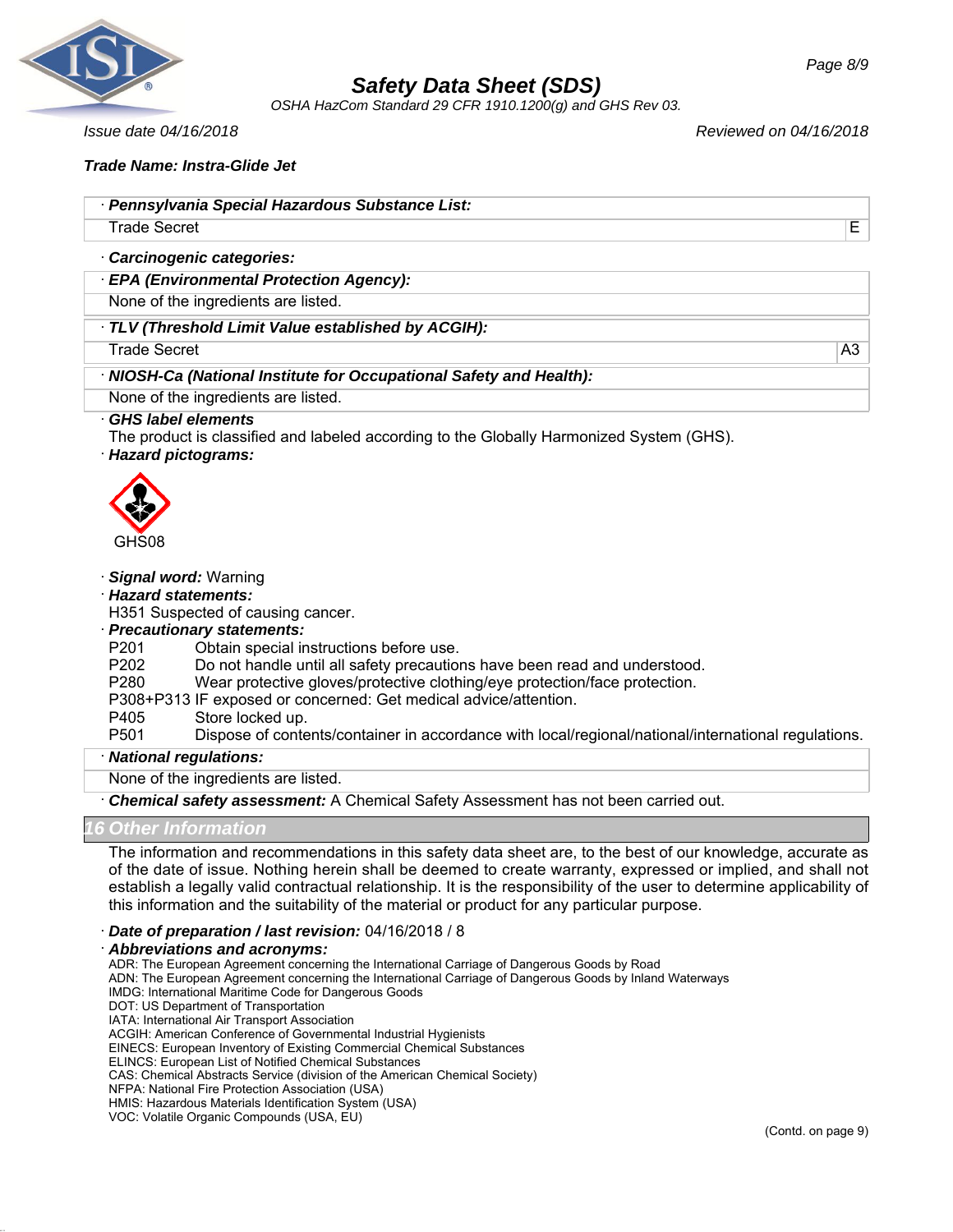**Trade Name: Instra-Glide Jet**

· **Pennsylvania Special Hazardous Substance List:**

| | |
|---|---|
| Trade Secret | E |

· **Carcinogenic categories:**

· **EPA (Environmental Protection Agency):**

None of the ingredients are listed.

· **TLV (Threshold Limit Value established by ACGIH):**

| | |
|---|---|
| Trade Secret | A3 |

· **NIOSH-Ca (National Institute for Occupational Safety and Health):**

None of the ingredients are listed.

· **GHS label elements**

The product is classified and labeled according to the Globally Harmonized System (GHS).

· **Hazard pictograms:**

GHS08

· **Signal word:** Warning

· **Hazard statements:**

H351 Suspected of causing cancer.

· **Precautionary statements:**

P201 Obtain special instructions before use.
P202 Do not handle until all safety precautions have been read and understood.
P280 Wear protective gloves/protective clothing/eye protection/face protection.
P308+P313 IF exposed or concerned: Get medical advice/attention.
P405 Store locked up.
P501 Dispose of contents/container in accordance with local/regional/national/international regulations.

· **National regulations:**

None of the ingredients are listed.

· **Chemical safety assessment:** A Chemical Safety Assessment has not been carried out.

## 16 Other Information

The information and recommendations in this safety data sheet are, to the best of our knowledge, accurate as of the date of issue. Nothing herein shall be deemed to create warranty, expressed or implied, and shall not establish a legally valid contractual relationship. It is the responsibility of the user to determine applicability of this information and the suitability of the material or product for any particular purpose.

· **Date of preparation / last revision:** 04/16/2018 / 8

· **Abbreviations and acronyms:**

ADR: The European Agreement concerning the International Carriage of Dangerous Goods by Road
ADN: The European Agreement concerning the International Carriage of Dangerous Goods by Inland Waterways
IMDG: International Maritime Code for Dangerous Goods
DOT: US Department of Transportation
IATA: International Air Transport Association
ACGIH: American Conference of Governmental Industrial Hygienists
EINECS: European Inventory of Existing Commercial Chemical Substances
ELINCS: European List of Notified Chemical Substances
CAS: Chemical Abstracts Service (division of the American Chemical Society)
NFPA: National Fire Protection Association (USA)
HMIS: Hazardous Materials Identification System (USA)
VOC: Volatile Organic Compounds (USA, EU)

(Contd. on page 9)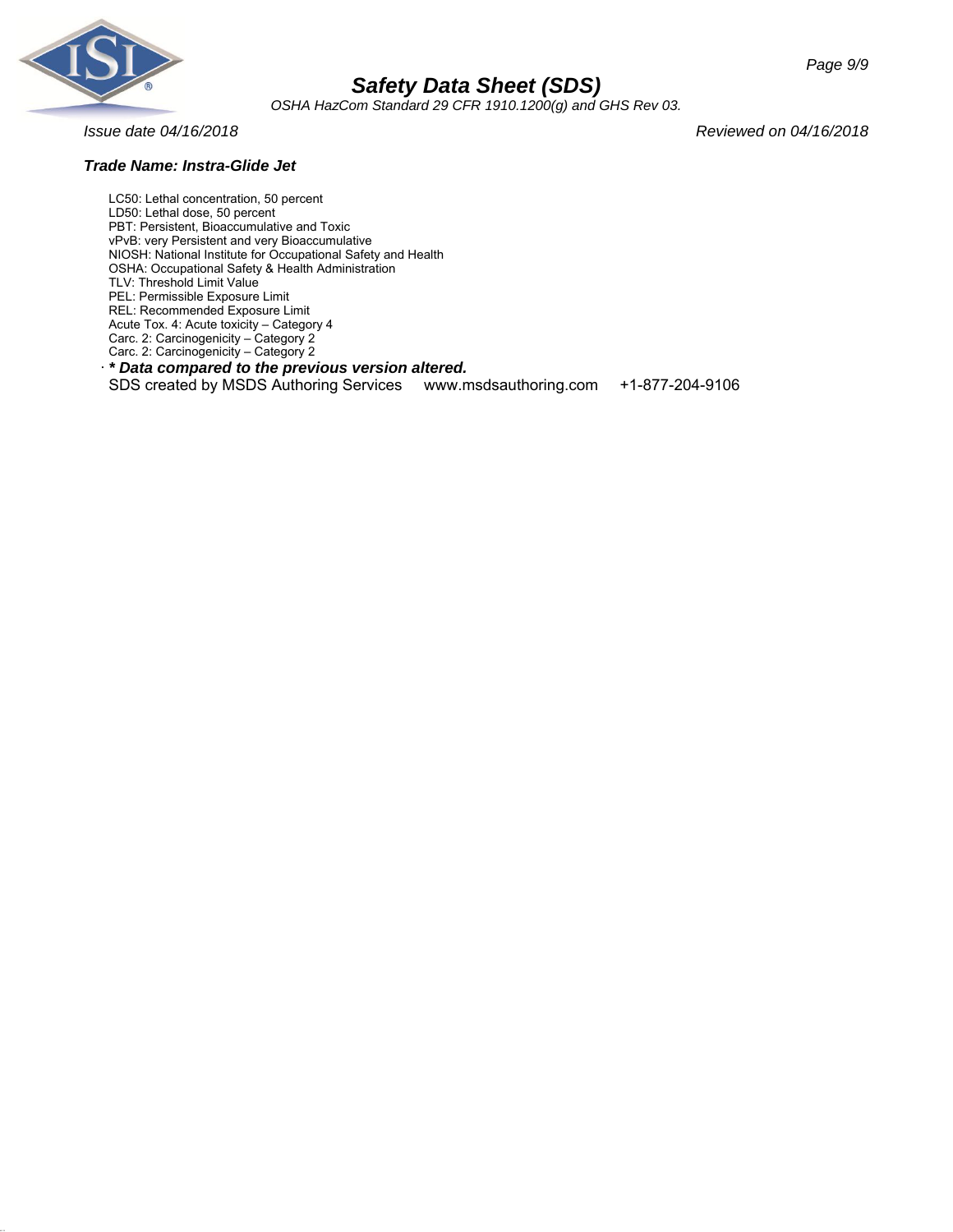**Trade Name: Instra-Glide Jet**

LC50: Lethal concentration, 50 percent
LD50: Lethal dose, 50 percent
PBT: Persistent, Bioaccumulative and Toxic
vPvB: very Persistent and very Bioaccumulative
NIOSH: National Institute for Occupational Safety and Health
OSHA: Occupational Safety & Health Administration
TLV: Threshold Limit Value
PEL: Permissible Exposure Limit
REL: Recommended Exposure Limit
Acute Tox. 4: Acute toxicity – Category 4
Carc. 2: Carcinogenicity – Category 2
Carc. 2: Carcinogenicity – Category 2

· ***\* Data compared to the previous version altered.***

SDS created by MSDS Authoring Services www.msdsauthoring.com +1-877-204-9106